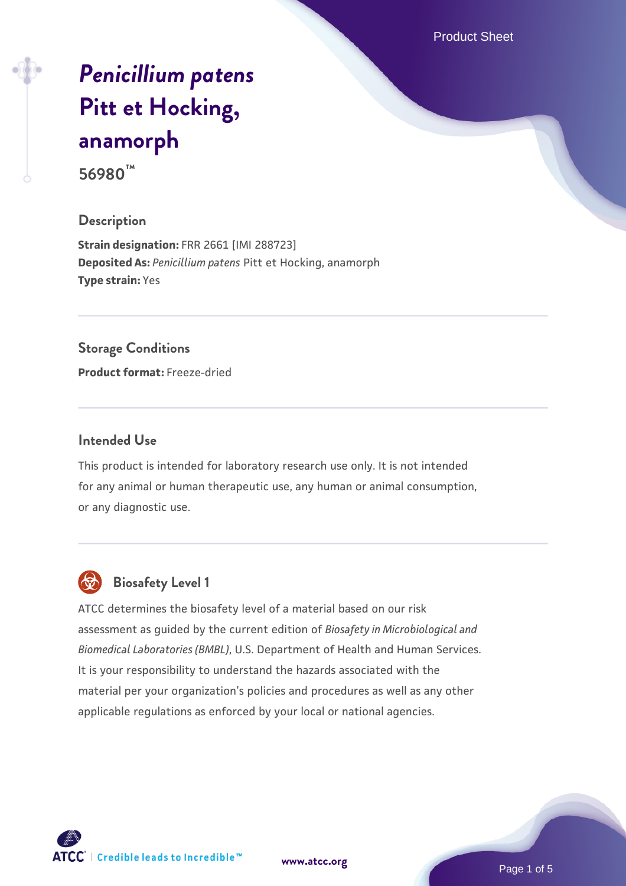# *Penicillium patens* Pitt et Hocking, anamorph

**56980™**

## Description

**Strain designation:** FRR 2661 [IMI 288723]
**Deposited As:** *Penicillium patens* Pitt et Hocking, anamorph
**Type strain:** Yes

## Storage Conditions

**Product format:** Freeze-dried

## Intended Use

This product is intended for laboratory research use only. It is not intended for any animal or human therapeutic use, any human or animal consumption, or any diagnostic use.

## Biosafety Level 1

ATCC determines the biosafety level of a material based on our risk assessment as guided by the current edition of *Biosafety in Microbiological and Biomedical Laboratories (BMBL)*, U.S. Department of Health and Human Services. It is your responsibility to understand the hazards associated with the material per your organization's policies and procedures as well as any other applicable regulations as enforced by your local or national agencies.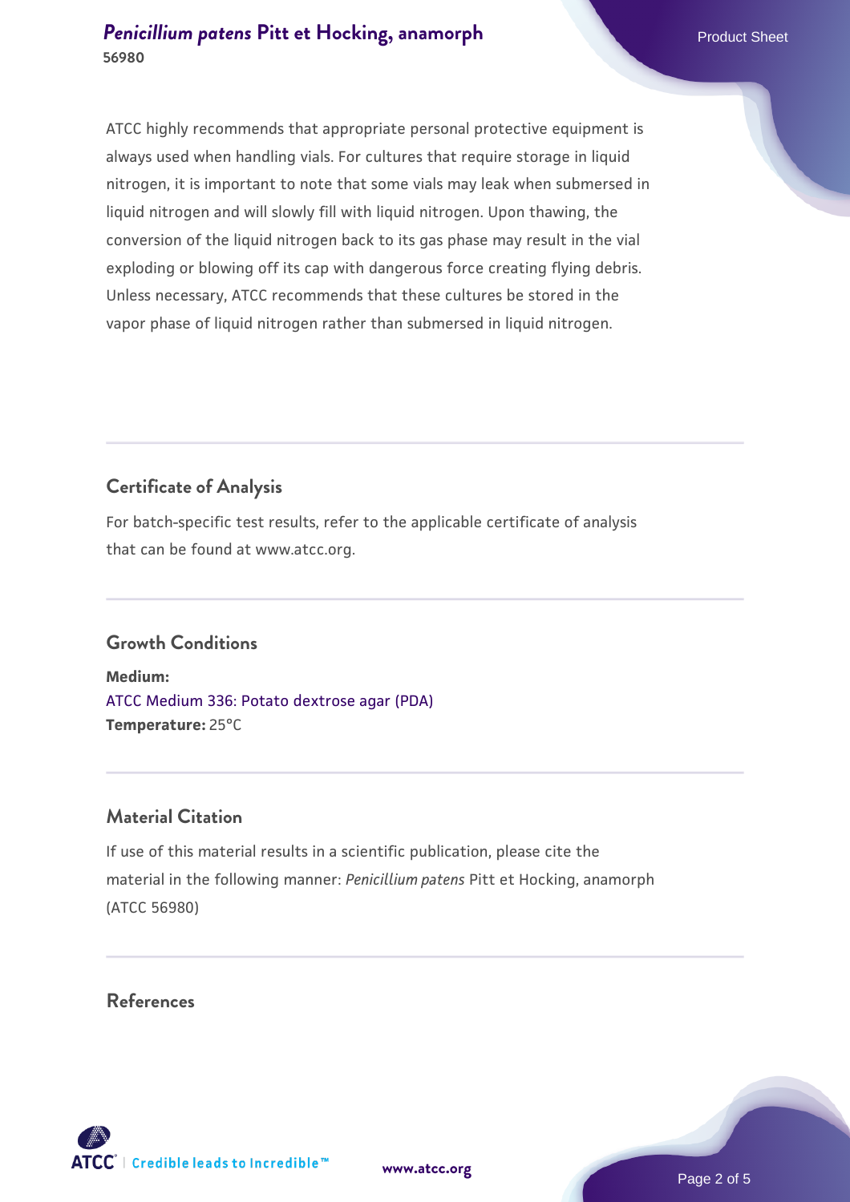ATCC highly recommends that appropriate personal protective equipment is always used when handling vials. For cultures that require storage in liquid nitrogen, it is important to note that some vials may leak when submersed in liquid nitrogen and will slowly fill with liquid nitrogen. Upon thawing, the conversion of the liquid nitrogen back to its gas phase may result in the vial exploding or blowing off its cap with dangerous force creating flying debris. Unless necessary, ATCC recommends that these cultures be stored in the vapor phase of liquid nitrogen rather than submersed in liquid nitrogen.

## Certificate of Analysis

For batch-specific test results, refer to the applicable certificate of analysis that can be found at www.atcc.org.

## Growth Conditions

**Medium:**
ATCC Medium 336: Potato dextrose agar (PDA)
**Temperature:** 25°C

## Material Citation

If use of this material results in a scientific publication, please cite the material in the following manner: *Penicillium patens* Pitt et Hocking, anamorph (ATCC 56980)

## References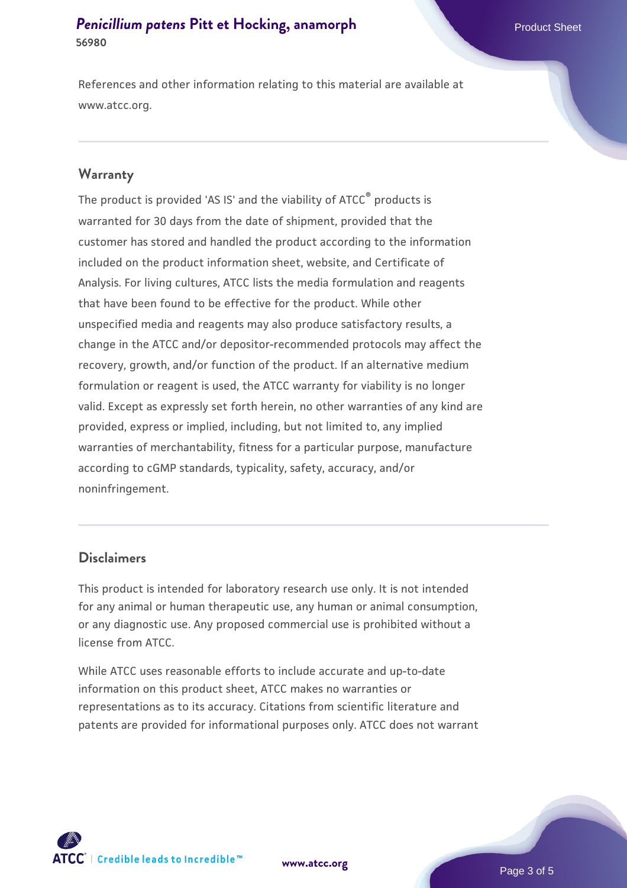References and other information relating to this material are available at www.atcc.org.

## Warranty

The product is provided 'AS IS' and the viability of ATCC® products is warranted for 30 days from the date of shipment, provided that the customer has stored and handled the product according to the information included on the product information sheet, website, and Certificate of Analysis. For living cultures, ATCC lists the media formulation and reagents that have been found to be effective for the product. While other unspecified media and reagents may also produce satisfactory results, a change in the ATCC and/or depositor-recommended protocols may affect the recovery, growth, and/or function of the product. If an alternative medium formulation or reagent is used, the ATCC warranty for viability is no longer valid. Except as expressly set forth herein, no other warranties of any kind are provided, express or implied, including, but not limited to, any implied warranties of merchantability, fitness for a particular purpose, manufacture according to cGMP standards, typicality, safety, accuracy, and/or noninfringement.

## Disclaimers

This product is intended for laboratory research use only. It is not intended for any animal or human therapeutic use, any human or animal consumption, or any diagnostic use. Any proposed commercial use is prohibited without a license from ATCC.

While ATCC uses reasonable efforts to include accurate and up-to-date information on this product sheet, ATCC makes no warranties or representations as to its accuracy. Citations from scientific literature and patents are provided for informational purposes only. ATCC does not warrant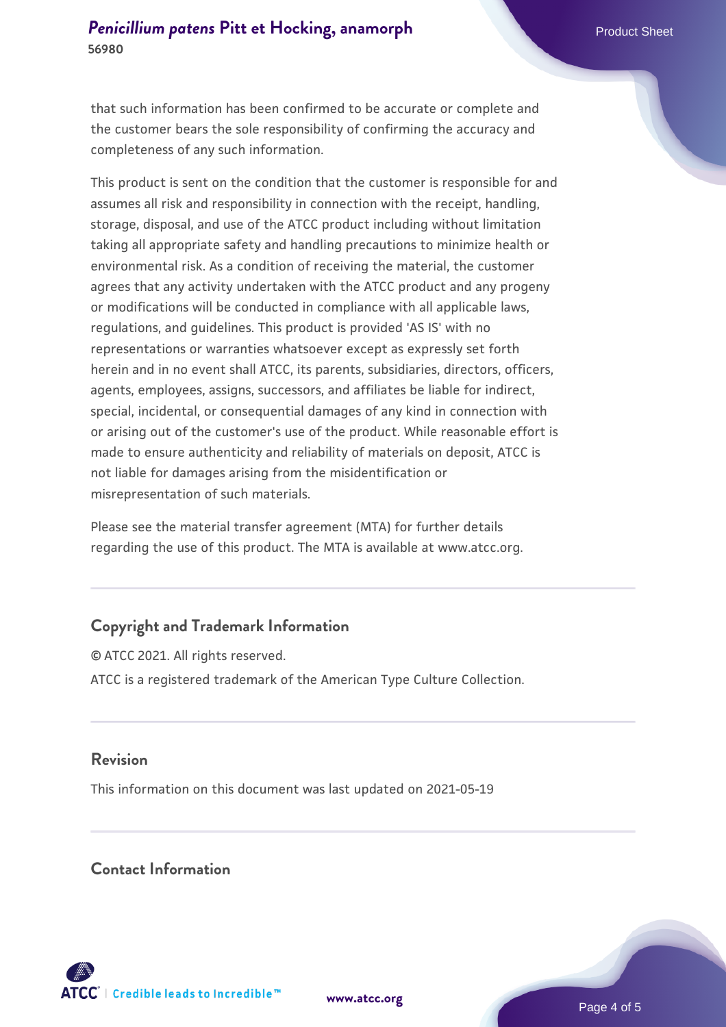that such information has been confirmed to be accurate or complete and the customer bears the sole responsibility of confirming the accuracy and completeness of any such information.

This product is sent on the condition that the customer is responsible for and assumes all risk and responsibility in connection with the receipt, handling, storage, disposal, and use of the ATCC product including without limitation taking all appropriate safety and handling precautions to minimize health or environmental risk. As a condition of receiving the material, the customer agrees that any activity undertaken with the ATCC product and any progeny or modifications will be conducted in compliance with all applicable laws, regulations, and guidelines. This product is provided 'AS IS' with no representations or warranties whatsoever except as expressly set forth herein and in no event shall ATCC, its parents, subsidiaries, directors, officers, agents, employees, assigns, successors, and affiliates be liable for indirect, special, incidental, or consequential damages of any kind in connection with or arising out of the customer's use of the product. While reasonable effort is made to ensure authenticity and reliability of materials on deposit, ATCC is not liable for damages arising from the misidentification or misrepresentation of such materials.

Please see the material transfer agreement (MTA) for further details regarding the use of this product. The MTA is available at www.atcc.org.

## Copyright and Trademark Information

© ATCC 2021. All rights reserved.

ATCC is a registered trademark of the American Type Culture Collection.

## Revision

This information on this document was last updated on 2021-05-19

## Contact Information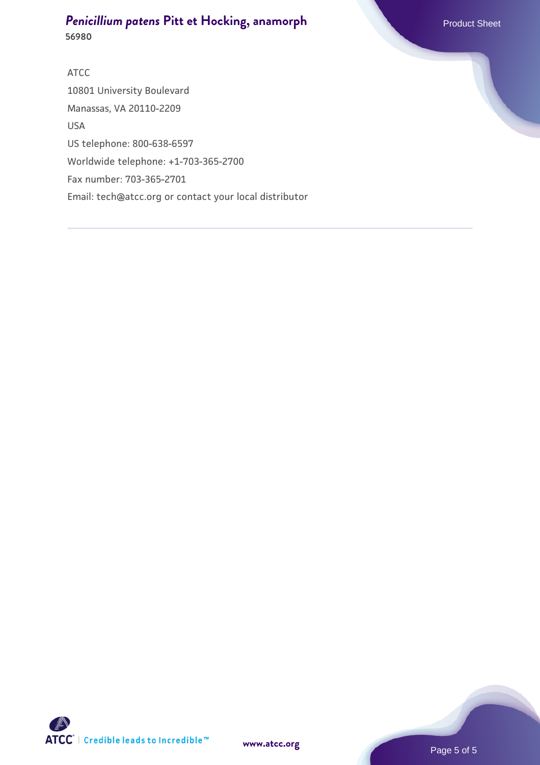ATCC

10801 University Boulevard

Manassas, VA 20110-2209

USA

US telephone: 800-638-6597

Worldwide telephone: +1-703-365-2700

Fax number: 703-365-2701

Email: tech@atcc.org or contact your local distributor